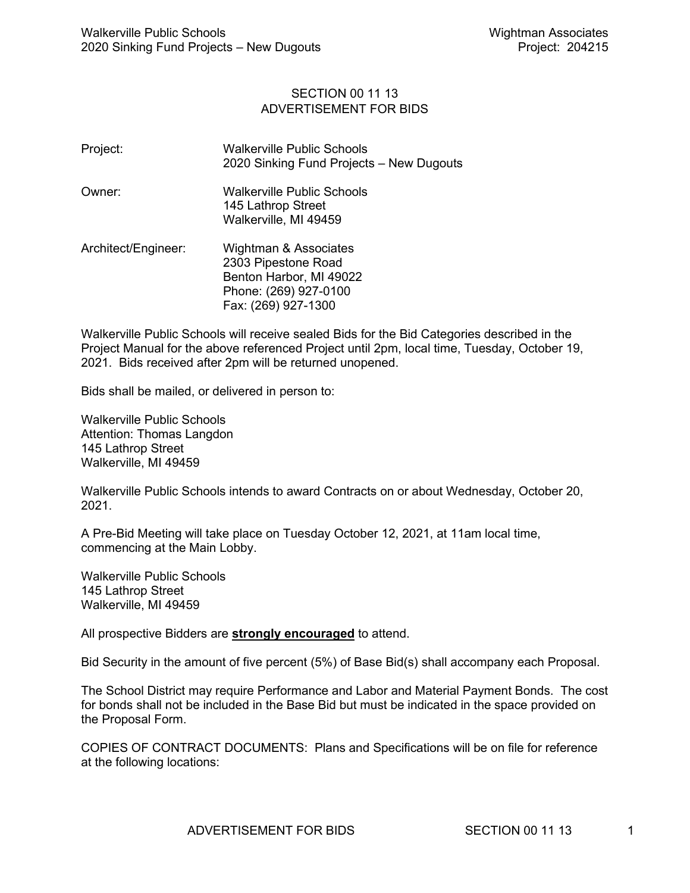# SECTION 00 11 13
# ADVERTISEMENT FOR BIDS

| | |
|---|---|
| Project: | Walkerville Public Schools<br>2020 Sinking Fund Projects – New Dugouts |
| Owner: | Walkerville Public Schools<br>145 Lathrop Street<br>Walkerville, MI 49459 |
| Architect/Engineer: | Wightman & Associates<br>2303 Pipestone Road<br>Benton Harbor, MI 49022<br>Phone: (269) 927-0100<br>Fax: (269) 927-1300 |

Walkerville Public Schools will receive sealed Bids for the Bid Categories described in the Project Manual for the above referenced Project until 2pm, local time, Tuesday, October 19, 2021. Bids received after 2pm will be returned unopened.

Bids shall be mailed, or delivered in person to:

Walkerville Public Schools
Attention: Thomas Langdon
145 Lathrop Street
Walkerville, MI 49459

Walkerville Public Schools intends to award Contracts on or about Wednesday, October 20, 2021.

A Pre-Bid Meeting will take place on Tuesday October 12, 2021, at 11am local time, commencing at the Main Lobby.

Walkerville Public Schools
145 Lathrop Street
Walkerville, MI 49459

All prospective Bidders are **strongly encouraged** to attend.

Bid Security in the amount of five percent (5%) of Base Bid(s) shall accompany each Proposal.

The School District may require Performance and Labor and Material Payment Bonds. The cost for bonds shall not be included in the Base Bid but must be indicated in the space provided on the Proposal Form.

COPIES OF CONTRACT DOCUMENTS: Plans and Specifications will be on file for reference at the following locations: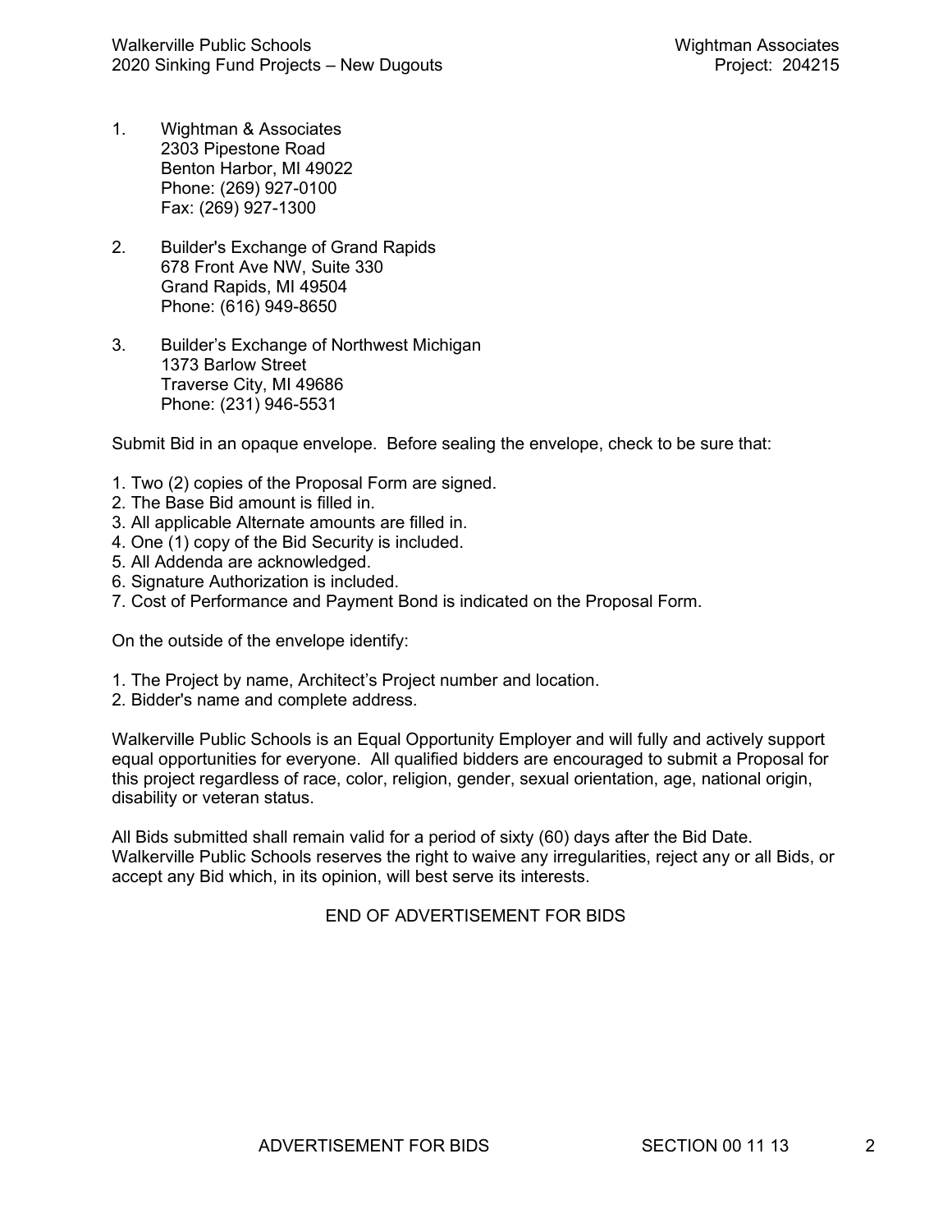1. Wightman & Associates
   2303 Pipestone Road
   Benton Harbor, MI 49022
   Phone: (269) 927-0100
   Fax: (269) 927-1300

2. Builder's Exchange of Grand Rapids
   678 Front Ave NW, Suite 330
   Grand Rapids, MI 49504
   Phone: (616) 949-8650

3. Builder's Exchange of Northwest Michigan
   1373 Barlow Street
   Traverse City, MI 49686
   Phone: (231) 946-5531

Submit Bid in an opaque envelope. Before sealing the envelope, check to be sure that:

1. Two (2) copies of the Proposal Form are signed.
2. The Base Bid amount is filled in.
3. All applicable Alternate amounts are filled in.
4. One (1) copy of the Bid Security is included.
5. All Addenda are acknowledged.
6. Signature Authorization is included.
7. Cost of Performance and Payment Bond is indicated on the Proposal Form.

On the outside of the envelope identify:

1. The Project by name, Architect's Project number and location.
2. Bidder's name and complete address.

Walkerville Public Schools is an Equal Opportunity Employer and will fully and actively support equal opportunities for everyone. All qualified bidders are encouraged to submit a Proposal for this project regardless of race, color, religion, gender, sexual orientation, age, national origin, disability or veteran status.

All Bids submitted shall remain valid for a period of sixty (60) days after the Bid Date. Walkerville Public Schools reserves the right to waive any irregularities, reject any or all Bids, or accept any Bid which, in its opinion, will best serve its interests.

END OF ADVERTISEMENT FOR BIDS